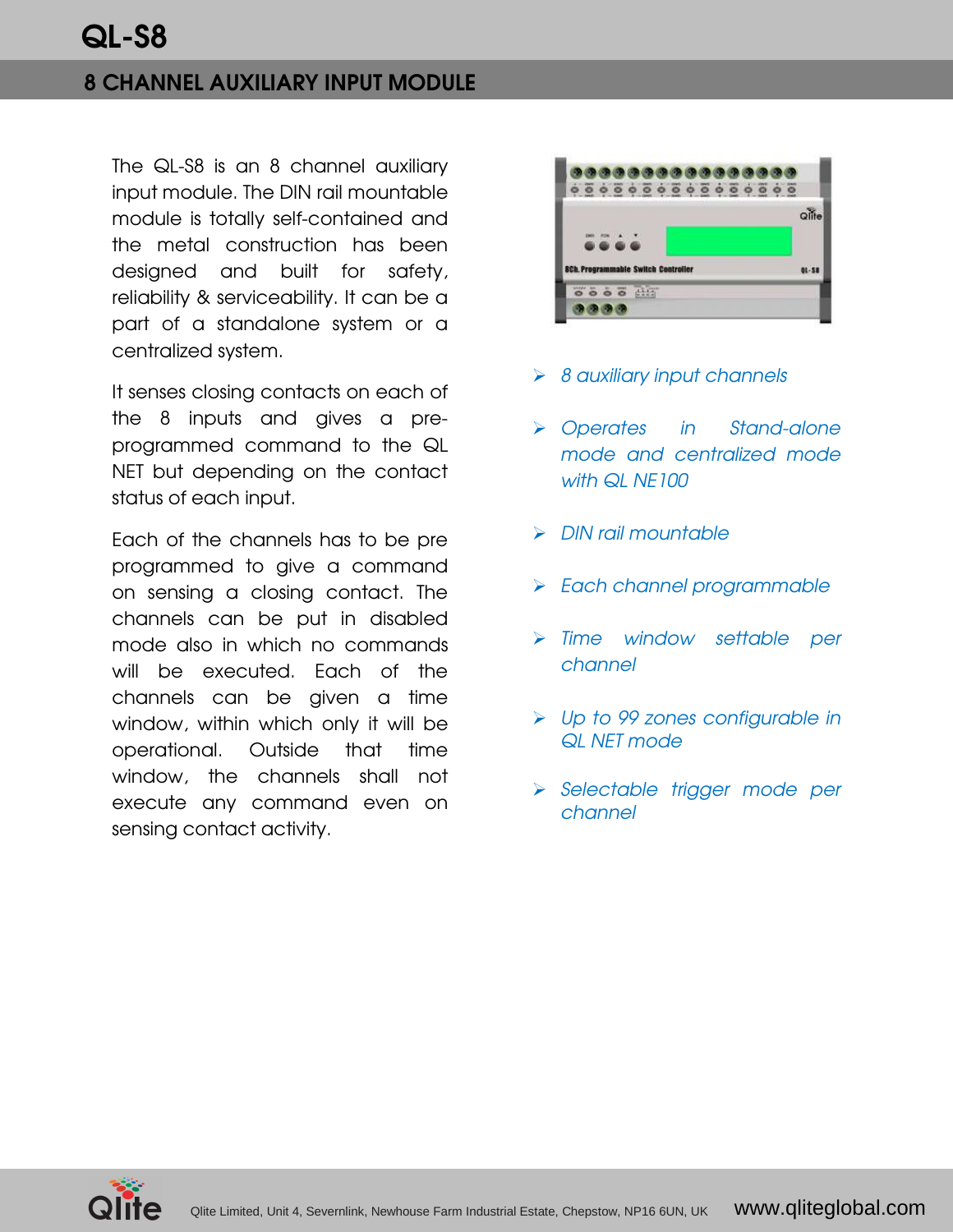# QL-S8

## 8 CHANNEL AUXILIARY INPUT MODULE

The QL-S8 is an 8 channel auxiliary input module. The DIN rail mountable module is totally self-contained and the metal construction has been designed and built for safety, reliability & serviceability. It can be a part of a standalone system or a centralized system.

It senses closing contacts on each of the 8 inputs and gives a pre-programmed command to the QL NET but depending on the contact status of each input.

Each of the channels has to be pre programmed to give a command on sensing a closing contact. The channels can be put in disabled mode also in which no commands will be executed. Each of the channels can be given a time window, within which only it will be operational. Outside that time window, the channels shall not execute any command even on sensing contact activity.

- *8 auxiliary input channels*
- *Operates in Stand-alone mode and centralized mode with QL NE100*
- *DIN rail mountable*
- *Each channel programmable*
- *Time window settable per channel*
- *Up to 99 zones configurable in QL NET mode*
- *Selectable trigger mode per channel*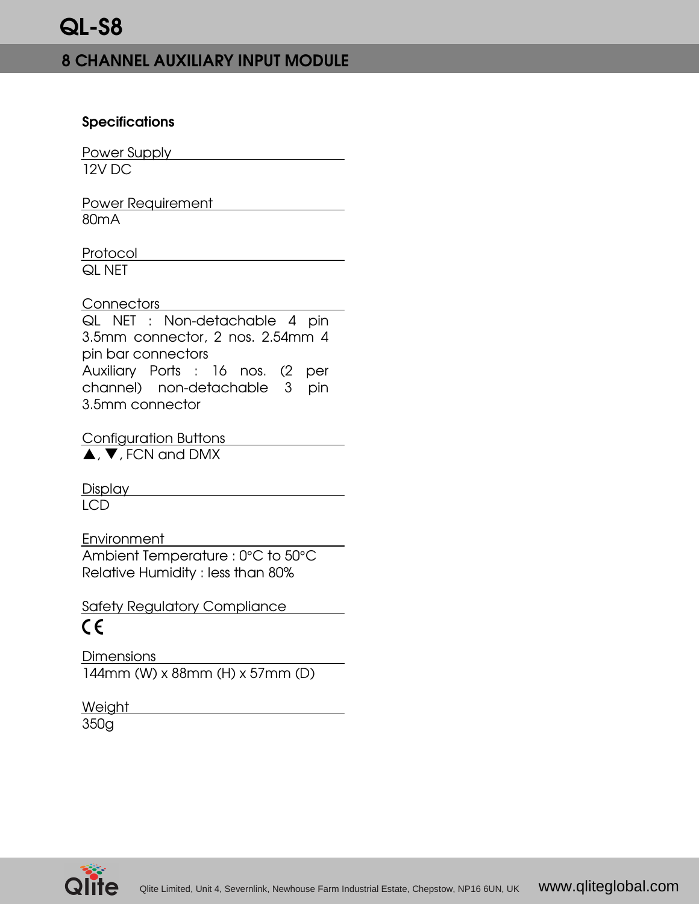# QL-S8

## 8 CHANNEL AUXILIARY INPUT MODULE

### Specifications

**Power Supply**

12V DC

**Power Requirement**

80mA

**Protocol**

QL NET

**Connectors**

QL NET : Non-detachable 4 pin 3.5mm connector, 2 nos. 2.54mm 4 pin bar connectors

Auxiliary Ports : 16 nos. (2 per channel) non-detachable 3 pin 3.5mm connector

**Configuration Buttons**

▲, ▼, FCN and DMX

**Display**

LCD

**Environment**

Ambient Temperature : 0°C to 50°C

Relative Humidity : less than 80%

**Safety Regulatory Compliance**

CE

**Dimensions**

144mm (W) x 88mm (H) x 57mm (D)

**Weight**

350g

Qlite Limited, Unit 4, Severnlink, Newhouse Farm Industrial Estate, Chepstow, NP16 6UN, UK www.qliteglobal.com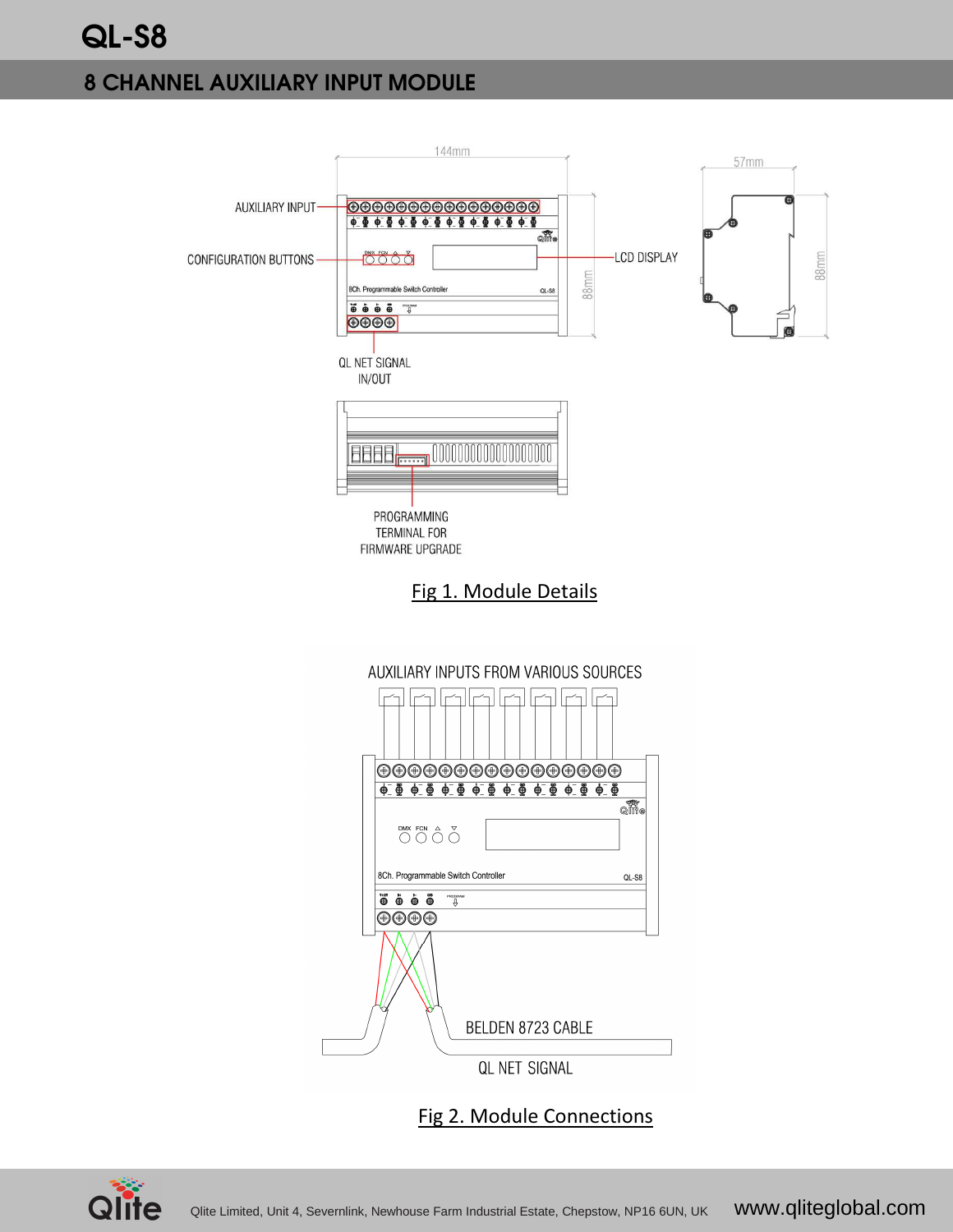# QL-S8

## 8 CHANNEL AUXILIARY INPUT MODULE

144mm

57mm

AUXILIARY INPUT

CONFIGURATION BUTTONS

LCD DISPLAY

88mm

88mm

QL NET SIGNAL IN/OUT

PROGRAMMING TERMINAL FOR FIRMWARE UPGRADE

Fig 1. Module Details

AUXILIARY INPUTS FROM VARIOUS SOURCES

BELDEN 8723 CABLE

QL NET SIGNAL

Fig 2. Module Connections